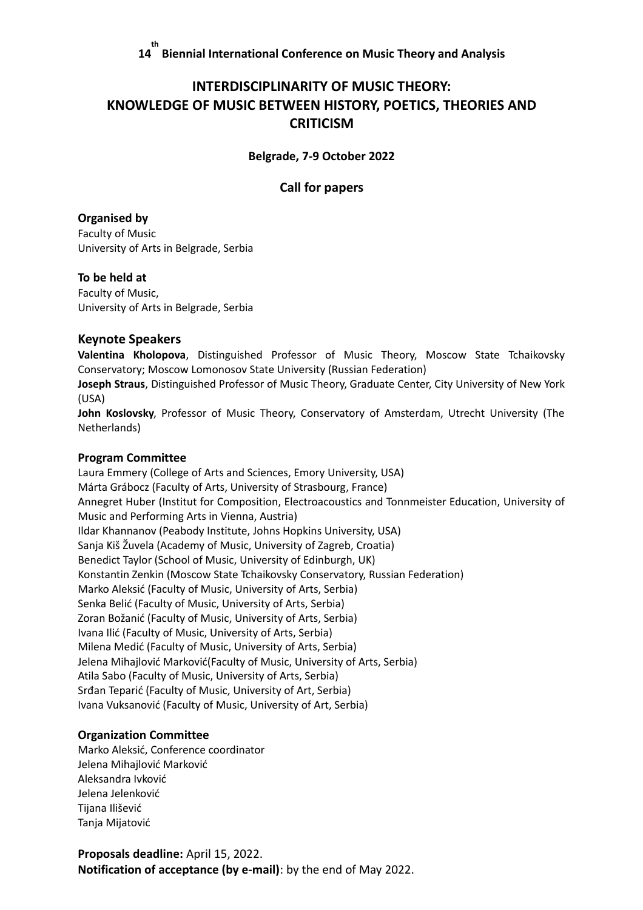14th Biennial International Conference on Music Theory and Analysis

# INTERDISCIPLINARITY OF MUSIC THEORY: KNOWLEDGE OF MUSIC BETWEEN HISTORY, POETICS, THEORIES AND CRITICISM

**Belgrade, 7-9 October 2022**

## Call for papers

**Organised by**
Faculty of Music
University of Arts in Belgrade, Serbia

**To be held at**
Faculty of Music,
University of Arts in Belgrade, Serbia

### Keynote Speakers

**Valentina Kholopova**, Distinguished Professor of Music Theory, Moscow State Tchaikovsky Conservatory; Moscow Lomonosov State University (Russian Federation)
**Joseph Straus**, Distinguished Professor of Music Theory, Graduate Center, City University of New York (USA)
**John Koslovsky**, Professor of Music Theory, Conservatory of Amsterdam, Utrecht University (The Netherlands)

**Program Committee**
Laura Emmery (College of Arts and Sciences, Emory University, USA)
Márta Grábocz (Faculty of Arts, University of Strasbourg, France)
Annegret Huber (Institut for Composition, Electroacoustics and Tonnmeister Education, University of Music and Performing Arts in Vienna, Austria)
Ildar Khannanov (Peabody Institute, Johns Hopkins University, USA)
Sanja Kiš Žuvela (Academy of Music, University of Zagreb, Croatia)
Benedict Taylor (School of Music, University of Edinburgh, UK)
Konstantin Zenkin (Moscow State Tchaikovsky Conservatory, Russian Federation)
Marko Aleksić (Faculty of Music, University of Arts, Serbia)
Senka Belić (Faculty of Music, University of Arts, Serbia)
Zoran Božanić (Faculty of Music, University of Arts, Serbia)
Ivana Ilić (Faculty of Music, University of Arts, Serbia)
Milena Medić (Faculty of Music, University of Arts, Serbia)
Jelena Mihajlović Marković(Faculty of Music, University of Arts, Serbia)
Atila Sabo (Faculty of Music, University of Arts, Serbia)
Srđan Teparić (Faculty of Music, University of Art, Serbia)
Ivana Vuksanović (Faculty of Music, University of Art, Serbia)

**Organization Committee**
Marko Aleksić, Conference coordinator
Jelena Mihajlović Marković
Aleksandra Ivković
Jelena Jelenković
Tijana Ilišević
Tanja Mijatović

**Proposals deadline:** April 15, 2022.
**Notification of acceptance (by e-mail)**: by the end of May 2022.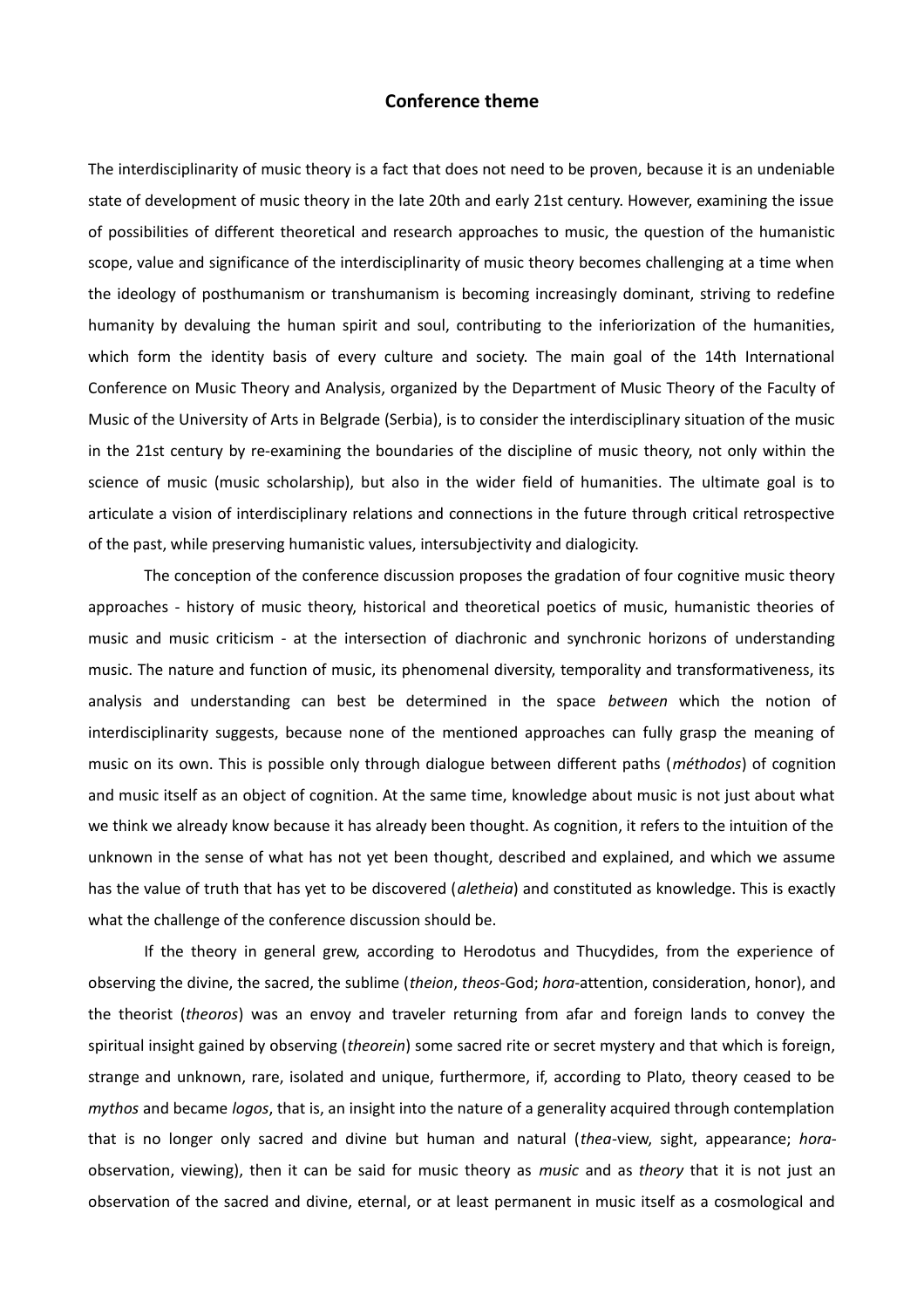## Conference theme

The interdisciplinarity of music theory is a fact that does not need to be proven, because it is an undeniable state of development of music theory in the late 20th and early 21st century. However, examining the issue of possibilities of different theoretical and research approaches to music, the question of the humanistic scope, value and significance of the interdisciplinarity of music theory becomes challenging at a time when the ideology of posthumanism or transhumanism is becoming increasingly dominant, striving to redefine humanity by devaluing the human spirit and soul, contributing to the inferiorization of the humanities, which form the identity basis of every culture and society. The main goal of the 14th International Conference on Music Theory and Analysis, organized by the Department of Music Theory of the Faculty of Music of the University of Arts in Belgrade (Serbia), is to consider the interdisciplinary situation of the music in the 21st century by re-examining the boundaries of the discipline of music theory, not only within the science of music (music scholarship), but also in the wider field of humanities. The ultimate goal is to articulate a vision of interdisciplinary relations and connections in the future through critical retrospective of the past, while preserving humanistic values, intersubjectivity and dialogicity.

The conception of the conference discussion proposes the gradation of four cognitive music theory approaches - history of music theory, historical and theoretical poetics of music, humanistic theories of music and music criticism - at the intersection of diachronic and synchronic horizons of understanding music. The nature and function of music, its phenomenal diversity, temporality and transformativeness, its analysis and understanding can best be determined in the space *between* which the notion of interdisciplinarity suggests, because none of the mentioned approaches can fully grasp the meaning of music on its own. This is possible only through dialogue between different paths (*méthodos*) of cognition and music itself as an object of cognition. At the same time, knowledge about music is not just about what we think we already know because it has already been thought. As cognition, it refers to the intuition of the unknown in the sense of what has not yet been thought, described and explained, and which we assume has the value of truth that has yet to be discovered (*aletheia*) and constituted as knowledge. This is exactly what the challenge of the conference discussion should be.

If the theory in general grew, according to Herodotus and Thucydides, from the experience of observing the divine, the sacred, the sublime (*theion*, *theos*-God; *hora*-attention, consideration, honor), and the theorist (*theoros*) was an envoy and traveler returning from afar and foreign lands to convey the spiritual insight gained by observing (*theorein*) some sacred rite or secret mystery and that which is foreign, strange and unknown, rare, isolated and unique, furthermore, if, according to Plato, theory ceased to be *mythos* and became *logos*, that is, an insight into the nature of a generality acquired through contemplation that is no longer only sacred and divine but human and natural (*thea*-view, sight, appearance; *hora*-observation, viewing), then it can be said for music theory as *music* and as *theory* that it is not just an observation of the sacred and divine, eternal, or at least permanent in music itself as a cosmological and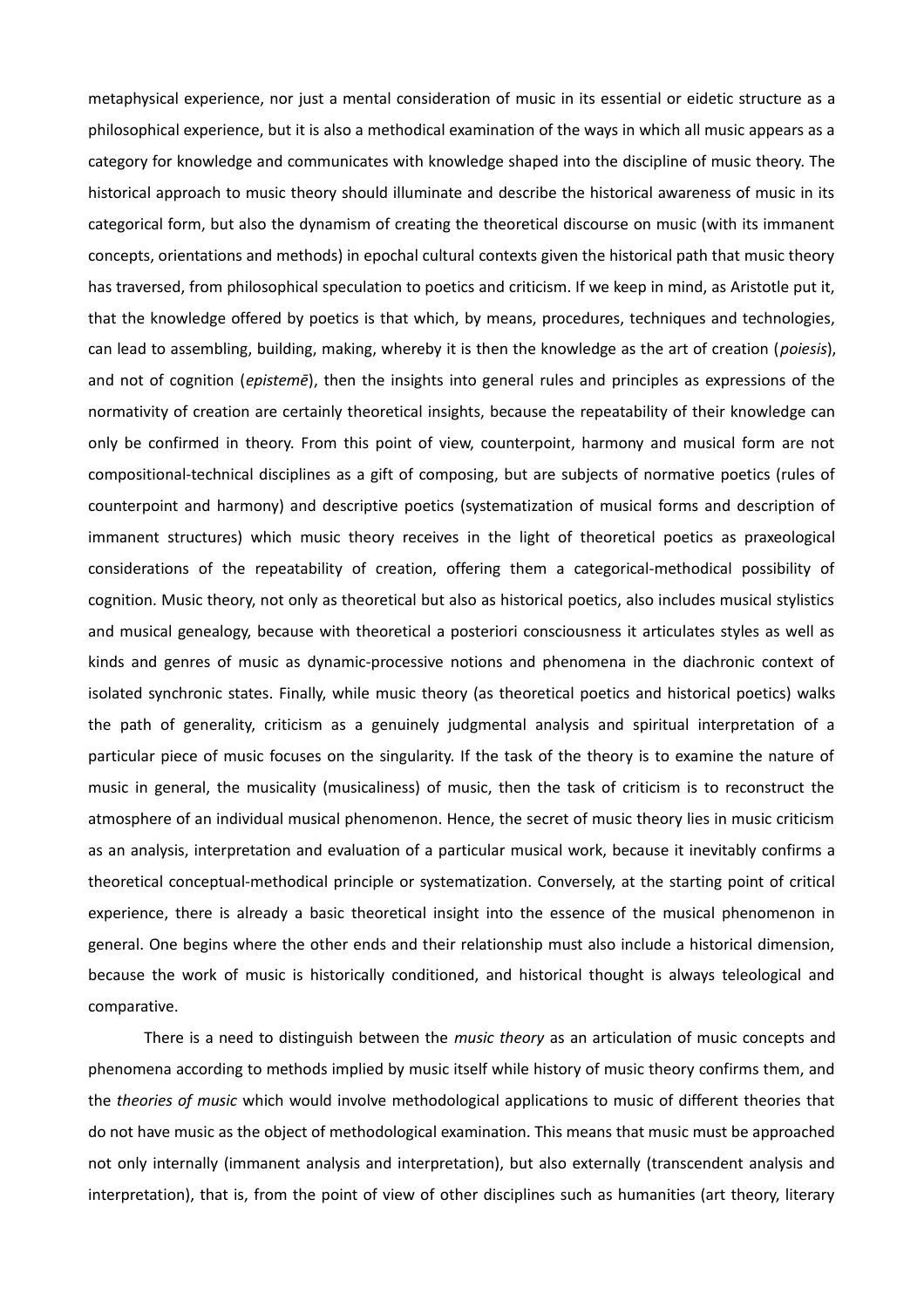metaphysical experience, nor just a mental consideration of music in its essential or eidetic structure as a philosophical experience, but it is also a methodical examination of the ways in which all music appears as a category for knowledge and communicates with knowledge shaped into the discipline of music theory. The historical approach to music theory should illuminate and describe the historical awareness of music in its categorical form, but also the dynamism of creating the theoretical discourse on music (with its immanent concepts, orientations and methods) in epochal cultural contexts given the historical path that music theory has traversed, from philosophical speculation to poetics and criticism. If we keep in mind, as Aristotle put it, that the knowledge offered by poetics is that which, by means, procedures, techniques and technologies, can lead to assembling, building, making, whereby it is then the knowledge as the art of creation (*poiesis*), and not of cognition (*epistemē*), then the insights into general rules and principles as expressions of the normativity of creation are certainly theoretical insights, because the repeatability of their knowledge can only be confirmed in theory. From this point of view, counterpoint, harmony and musical form are not compositional-technical disciplines as a gift of composing, but are subjects of normative poetics (rules of counterpoint and harmony) and descriptive poetics (systematization of musical forms and description of immanent structures) which music theory receives in the light of theoretical poetics as praxeological considerations of the repeatability of creation, offering them a categorical-methodical possibility of cognition. Music theory, not only as theoretical but also as historical poetics, also includes musical stylistics and musical genealogy, because with theoretical a posteriori consciousness it articulates styles as well as kinds and genres of music as dynamic-processive notions and phenomena in the diachronic context of isolated synchronic states. Finally, while music theory (as theoretical poetics and historical poetics) walks the path of generality, criticism as a genuinely judgmental analysis and spiritual interpretation of a particular piece of music focuses on the singularity. If the task of the theory is to examine the nature of music in general, the musicality (musicaliness) of music, then the task of criticism is to reconstruct the atmosphere of an individual musical phenomenon. Hence, the secret of music theory lies in music criticism as an analysis, interpretation and evaluation of a particular musical work, because it inevitably confirms a theoretical conceptual-methodical principle or systematization. Conversely, at the starting point of critical experience, there is already a basic theoretical insight into the essence of the musical phenomenon in general. One begins where the other ends and their relationship must also include a historical dimension, because the work of music is historically conditioned, and historical thought is always teleological and comparative.

There is a need to distinguish between the *music theory* as an articulation of music concepts and phenomena according to methods implied by music itself while history of music theory confirms them, and the *theories of music* which would involve methodological applications to music of different theories that do not have music as the object of methodological examination. This means that music must be approached not only internally (immanent analysis and interpretation), but also externally (transcendent analysis and interpretation), that is, from the point of view of other disciplines such as humanities (art theory, literary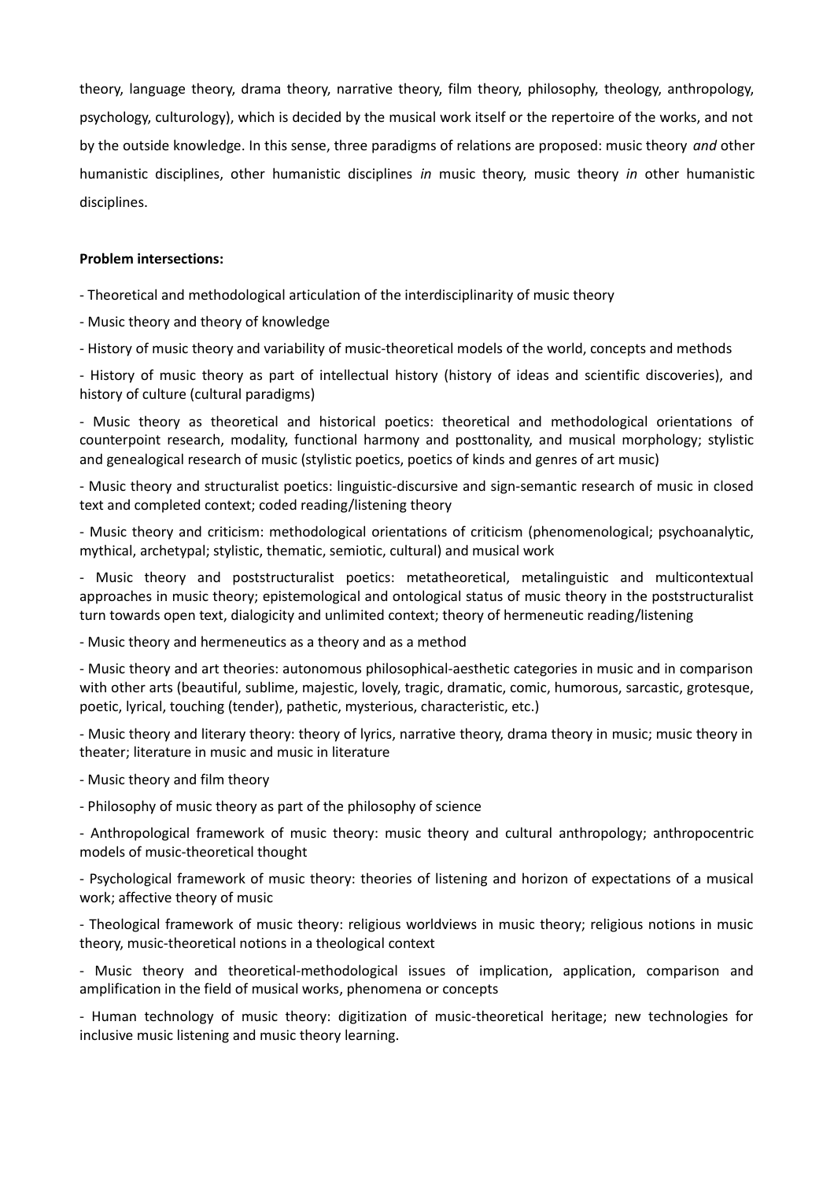theory, language theory, drama theory, narrative theory, film theory, philosophy, theology, anthropology, psychology, culturology), which is decided by the musical work itself or the repertoire of the works, and not by the outside knowledge. In this sense, three paradigms of relations are proposed: music theory *and* other humanistic disciplines, other humanistic disciplines *in* music theory, music theory *in* other humanistic disciplines.

**Problem intersections:**

- Theoretical and methodological articulation of the interdisciplinarity of music theory
- Music theory and theory of knowledge
- History of music theory and variability of music-theoretical models of the world, concepts and methods
- History of music theory as part of intellectual history (history of ideas and scientific discoveries), and history of culture (cultural paradigms)
- Music theory as theoretical and historical poetics: theoretical and methodological orientations of counterpoint research, modality, functional harmony and posttonality, and musical morphology; stylistic and genealogical research of music (stylistic poetics, poetics of kinds and genres of art music)
- Music theory and structuralist poetics: linguistic-discursive and sign-semantic research of music in closed text and completed context; coded reading/listening theory
- Music theory and criticism: methodological orientations of criticism (phenomenological; psychoanalytic, mythical, archetypal; stylistic, thematic, semiotic, cultural) and musical work
- Music theory and poststructuralist poetics: metatheoretical, metalinguistic and multicontextual approaches in music theory; epistemological and ontological status of music theory in the poststructuralist turn towards open text, dialogicity and unlimited context; theory of hermeneutic reading/listening
- Music theory and hermeneutics as a theory and as a method
- Music theory and art theories: autonomous philosophical-aesthetic categories in music and in comparison with other arts (beautiful, sublime, majestic, lovely, tragic, dramatic, comic, humorous, sarcastic, grotesque, poetic, lyrical, touching (tender), pathetic, mysterious, characteristic, etc.)
- Music theory and literary theory: theory of lyrics, narrative theory, drama theory in music; music theory in theater; literature in music and music in literature
- Music theory and film theory
- Philosophy of music theory as part of the philosophy of science
- Anthropological framework of music theory: music theory and cultural anthropology; anthropocentric models of music-theoretical thought
- Psychological framework of music theory: theories of listening and horizon of expectations of a musical work; affective theory of music
- Theological framework of music theory: religious worldviews in music theory; religious notions in music theory, music-theoretical notions in a theological context
- Music theory and theoretical-methodological issues of implication, application, comparison and amplification in the field of musical works, phenomena or concepts
- Human technology of music theory: digitization of music-theoretical heritage; new technologies for inclusive music listening and music theory learning.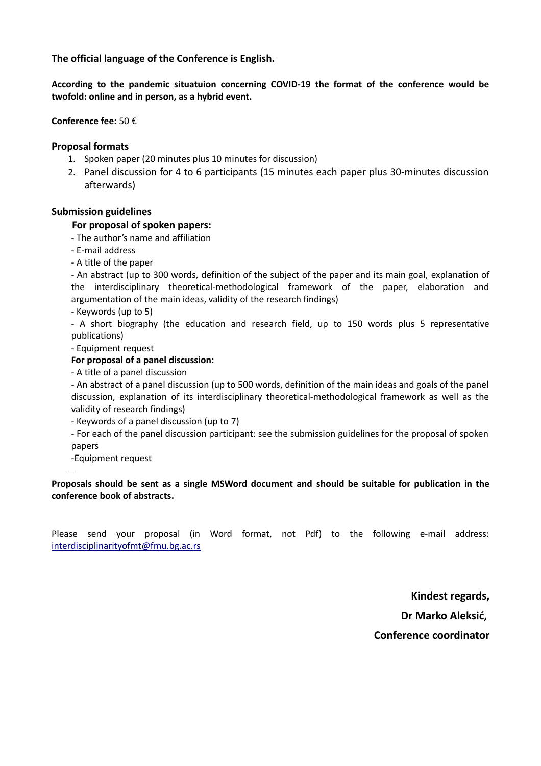**The official language of the Conference is English.**

**According to the pandemic situatuion concerning COVID-19 the format of the conference would be twofold: online and in person, as a hybrid event.**

**Conference fee:** 50 €

### Proposal formats

1. Spoken paper (20 minutes plus 10 minutes for discussion)
2. Panel discussion for 4 to 6 participants (15 minutes each paper plus 30-minutes discussion afterwards)

### Submission guidelines

**For proposal of spoken papers:**

- The author's name and affiliation
- E-mail address
- A title of the paper
- An abstract (up to 300 words, definition of the subject of the paper and its main goal, explanation of the interdisciplinary theoretical-methodological framework of the paper, elaboration and argumentation of the main ideas, validity of the research findings)
- Keywords (up to 5)
- A short biography (the education and research field, up to 150 words plus 5 representative publications)
- Equipment request

**For proposal of a panel discussion:**

- A title of a panel discussion
- An abstract of a panel discussion (up to 500 words, definition of the main ideas and goals of the panel discussion, explanation of its interdisciplinary theoretical-methodological framework as well as the validity of research findings)
- Keywords of a panel discussion (up to 7)
- For each of the panel discussion participant: see the submission guidelines for the proposal of spoken papers
- Equipment request

**Proposals should be sent as a single MSWord document and should be suitable for publication in the conference book of abstracts.**

Please send your proposal (in Word format, not Pdf) to the following e-mail address: interdisciplinarityofmt@fmu.bg.ac.rs

**Kindest regards,**

**Dr Marko Aleksić,**

**Conference coordinator**